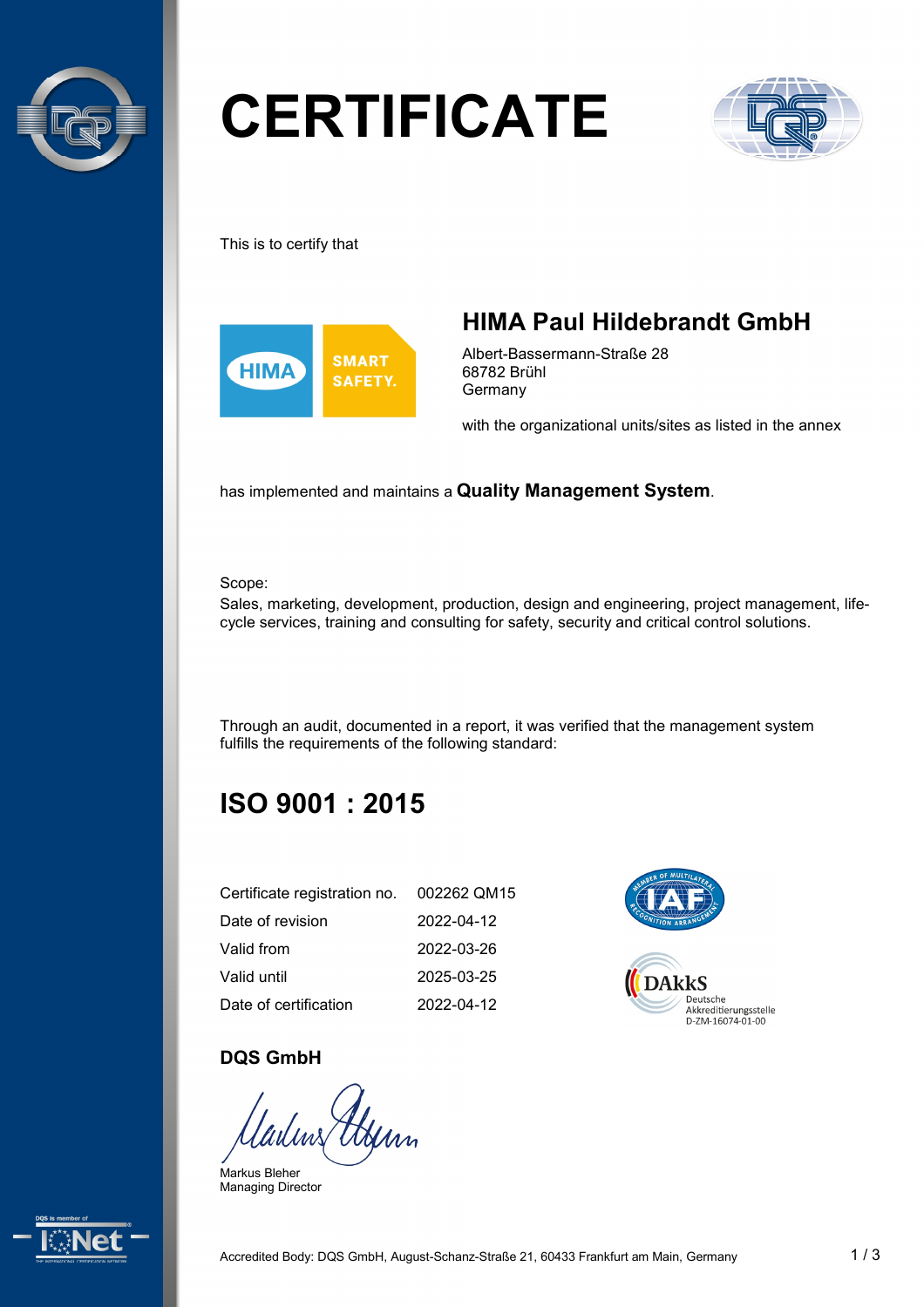# CERTIFICATE

This is to certify that

## HIMA Paul Hildebrandt GmbH

Albert-Bassermann-Straße 28
68782 Brühl
Germany

with the organizational units/sites as listed in the annex

has implemented and maintains a **Quality Management System**.

Scope:
Sales, marketing, development, production, design and engineering, project management, life-cycle services, training and consulting for safety, security and critical control solutions.

Through an audit, documented in a report, it was verified that the management system fulfills the requirements of the following standard:

## ISO 9001 : 2015

| | |
|---|---|
| Certificate registration no. | 002262 QM15 |
| Date of revision | 2022-04-12 |
| Valid from | 2022-03-26 |
| Valid until | 2025-03-25 |
| Date of certification | 2022-04-12 |

DAkkS
Deutsche
Akkreditierungsstelle
D-ZM-16074-01-00

**DQS GmbH**

Markus Bleher
Managing Director

Accredited Body: DQS GmbH, August-Schanz-Straße 21, 60433 Frankfurt am Main, Germany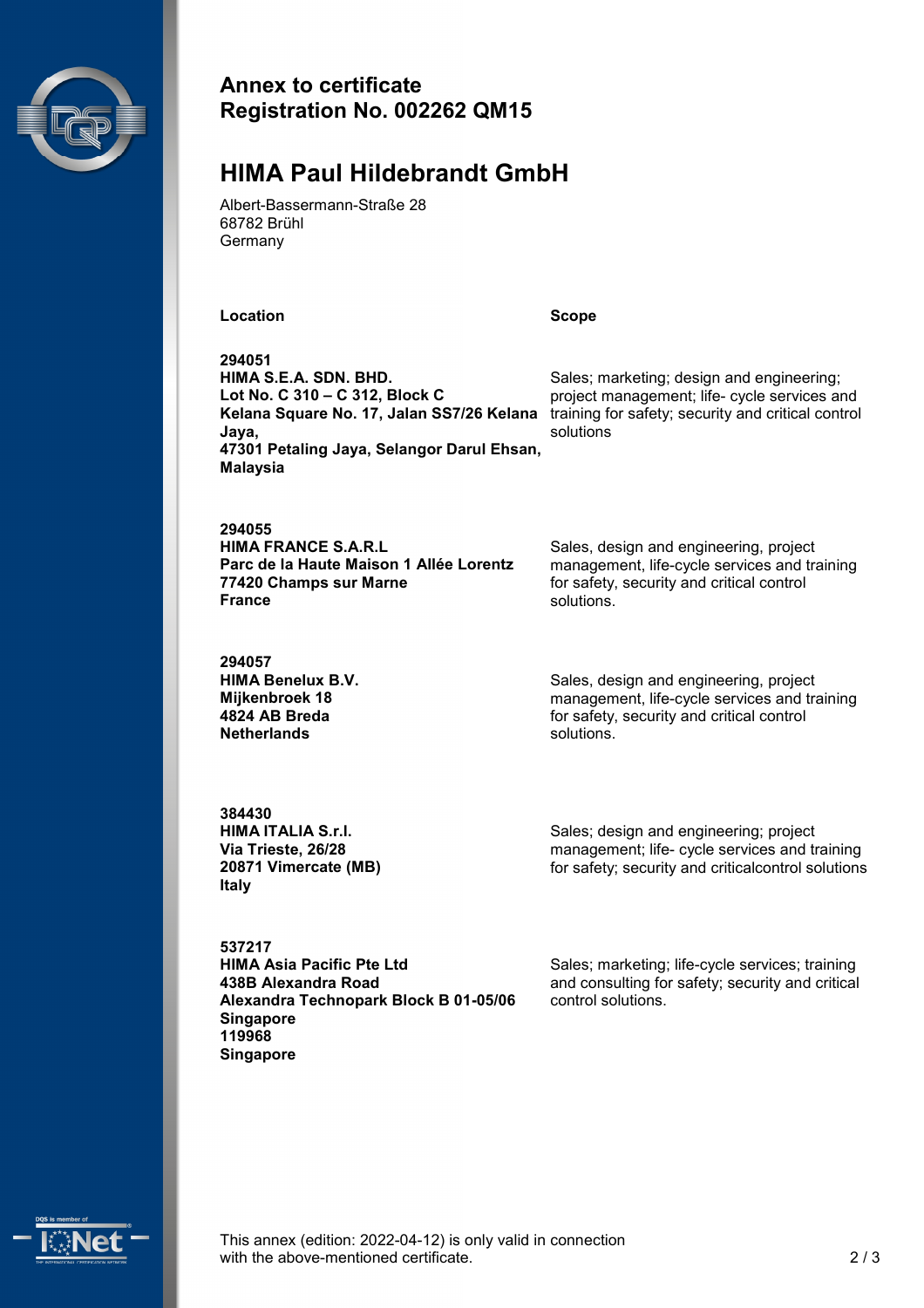## Annex to certificate
## Registration No. 002262 QM15

# HIMA Paul Hildebrandt GmbH

Albert-Bassermann-Straße 28
68782 Brühl
Germany

| Location | Scope |
|---|---|
| **294051**<br>**HIMA S.E.A. SDN. BHD.**<br>**Lot No. C 310 – C 312, Block C**<br>**Kelana Square No. 17, Jalan SS7/26 Kelana Jaya,**<br>**47301 Petaling Jaya, Selangor Darul Ehsan,**<br>**Malaysia** | Sales; marketing; design and engineering; project management; life- cycle services and training for safety; security and critical control solutions |
| **294055**<br>**HIMA FRANCE S.A.R.L**<br>**Parc de la Haute Maison 1 Allée Lorentz**<br>**77420 Champs sur Marne**<br>**France** | Sales, design and engineering, project management, life-cycle services and training for safety, security and critical control solutions. |
| **294057**<br>**HIMA Benelux B.V.**<br>**Mijkenbroek 18**<br>**4824 AB Breda**<br>**Netherlands** | Sales, design and engineering, project management, life-cycle services and training for safety, security and critical control solutions. |
| **384430**<br>**HIMA ITALIA S.r.l.**<br>**Via Trieste, 26/28**<br>**20871 Vimercate (MB)**<br>**Italy** | Sales; design and engineering; project management; life- cycle services and training for safety; security and criticalcontrol solutions |
| **537217**<br>**HIMA Asia Pacific Pte Ltd**<br>**438B Alexandra Road**<br>**Alexandra Technopark Block B 01-05/06**<br>**Singapore**<br>**119968**<br>**Singapore** | Sales; marketing; life-cycle services; training and consulting for safety; security and critical control solutions. |

This annex (edition: 2022-04-12) is only valid in connection with the above-mentioned certificate.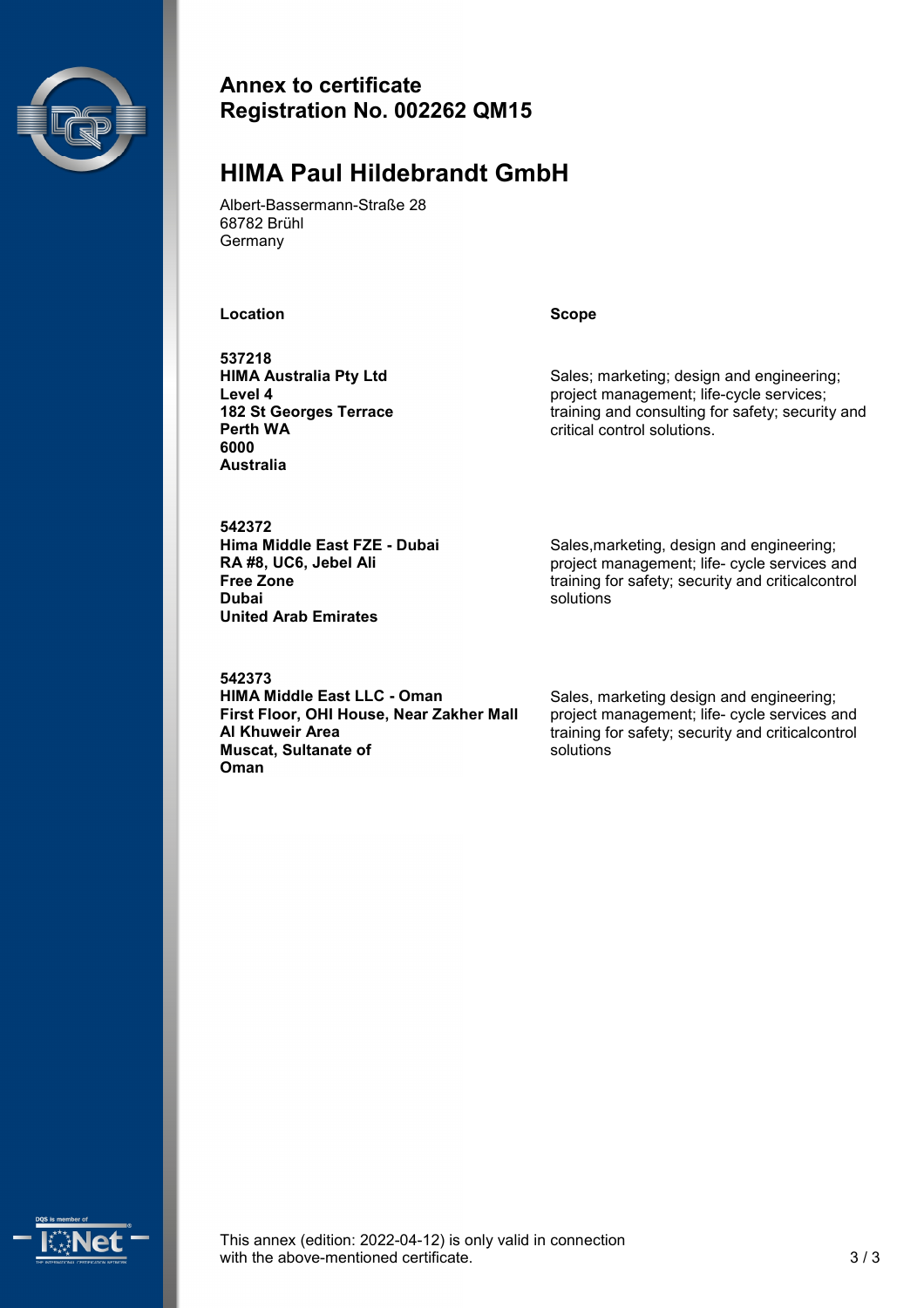# Annex to certificate
# Registration No. 002262 QM15

## HIMA Paul Hildebrandt GmbH

Albert-Bassermann-Straße 28
68782 Brühl
Germany

| Location | Scope |
| --- | --- |
| **537218**<br>**HIMA Australia Pty Ltd**<br>**Level 4**<br>**182 St Georges Terrace**<br>**Perth WA**<br>**6000**<br>**Australia** | Sales; marketing; design and engineering; project management; life-cycle services; training and consulting for safety; security and critical control solutions. |
| **542372**<br>**Hima Middle East FZE - Dubai**<br>**RA #8, UC6, Jebel Ali**<br>**Free Zone**<br>**Dubai**<br>**United Arab Emirates** | Sales,marketing, design and engineering; project management; life- cycle services and training for safety; security and criticalcontrol solutions |
| **542373**<br>**HIMA Middle East LLC - Oman**<br>**First Floor, OHI House, Near Zakher Mall**<br>**Al Khuweir Area**<br>**Muscat, Sultanate of**<br>**Oman** | Sales, marketing design and engineering; project management; life- cycle services and training for safety; security and criticalcontrol solutions |

This annex (edition: 2022-04-12) is only valid in connection with the above-mentioned certificate.